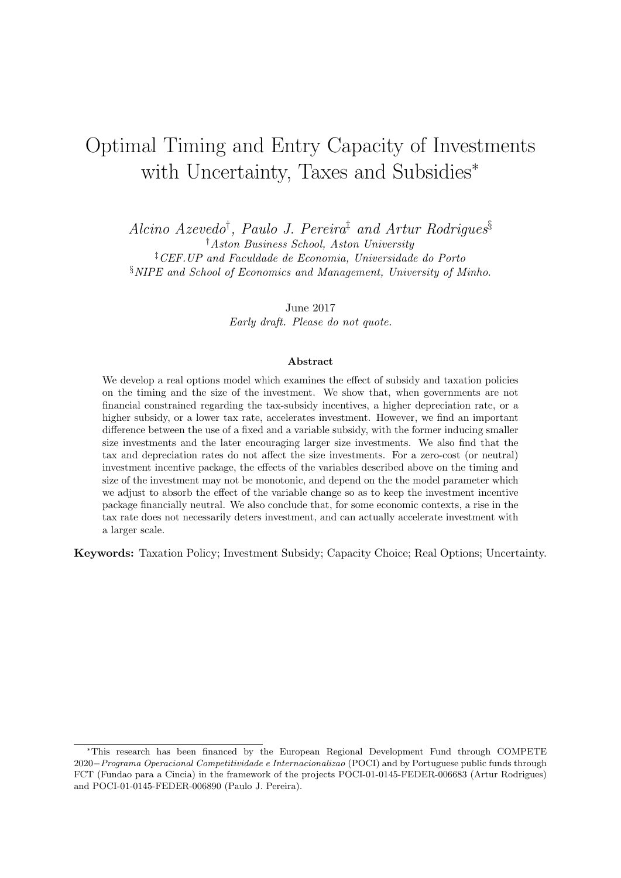# Optimal Timing and Entry Capacity of Investments with Uncertainty, Taxes and Subsidies*

*Alcino Azevedo*[†], *Paulo J. Pereira*[‡] *and Artur Rodrigues*[§]

[†] *Aston Business School, Aston University*

[‡] *CEF.UP and Faculdade de Economia, Universidade do Porto*

[§] *NIPE and School of Economics and Management, University of Minho.*

June 2017

*Early draft. Please do not quote.*

**Abstract**

We develop a real options model which examines the effect of subsidy and taxation policies on the timing and the size of the investment. We show that, when governments are not financial constrained regarding the tax-subsidy incentives, a higher depreciation rate, or a higher subsidy, or a lower tax rate, accelerates investment. However, we find an important difference between the use of a fixed and a variable subsidy, with the former inducing smaller size investments and the later encouraging larger size investments. We also find that the tax and depreciation rates do not affect the size investments. For a zero-cost (or neutral) investment incentive package, the effects of the variables described above on the timing and size of the investment may not be monotonic, and depend on the the model parameter which we adjust to absorb the effect of the variable change so as to keep the investment incentive package financially neutral. We also conclude that, for some economic contexts, a rise in the tax rate does not necessarily deters investment, and can actually accelerate investment with a larger scale.

**Keywords:** Taxation Policy; Investment Subsidy; Capacity Choice; Real Options; Uncertainty.

---

*This research has been financed by the European Regional Development Fund through COMPETE 2020−*Programa Operacional Competitividade e Internacionalizao* (POCI) and by Portuguese public funds through FCT (Fundao para a Cincia) in the framework of the projects POCI-01-0145-FEDER-006683 (Artur Rodrigues) and POCI-01-0145-FEDER-006890 (Paulo J. Pereira).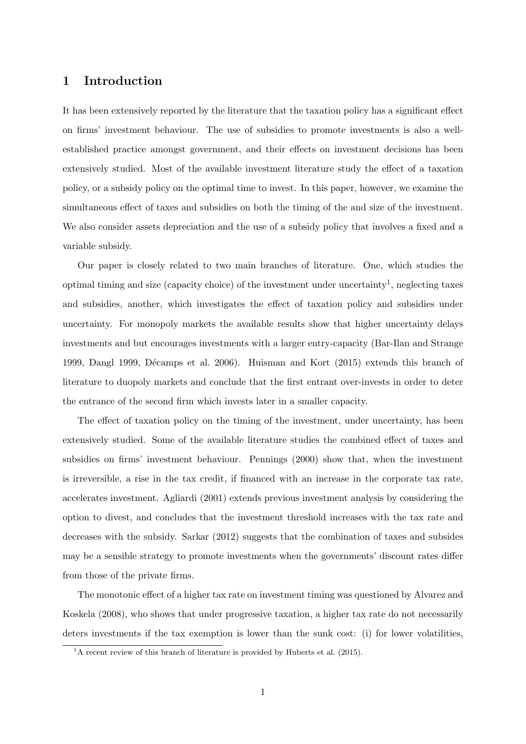## 1 Introduction

It has been extensively reported by the literature that the taxation policy has a significant effect on firms' investment behaviour. The use of subsidies to promote investments is also a well-established practice amongst government, and their effects on investment decisions has been extensively studied. Most of the available investment literature study the effect of a taxation policy, or a subsidy policy on the optimal time to invest. In this paper, however, we examine the simultaneous effect of taxes and subsidies on both the timing of the and size of the investment. We also consider assets depreciation and the use of a subsidy policy that involves a fixed and a variable subsidy.

Our paper is closely related to two main branches of literature. One, which studies the optimal timing and size (capacity choice) of the investment under uncertainty[1], neglecting taxes and subsidies, another, which investigates the effect of taxation policy and subsidies under uncertainty. For monopoly markets the available results show that higher uncertainty delays investments and but encourages investments with a larger entry-capacity (Bar-Ilan and Strange 1999, Dangl 1999, Décamps et al. 2006). Huisman and Kort (2015) extends this branch of literature to duopoly markets and conclude that the first entrant over-invests in order to deter the entrance of the second firm which invests later in a smaller capacity.

The effect of taxation policy on the timing of the investment, under uncertainty, has been extensively studied. Some of the available literature studies the combined effect of taxes and subsidies on firms' investment behaviour. Pennings (2000) show that, when the investment is irreversible, a rise in the tax credit, if financed with an increase in the corporate tax rate, accelerates investment. Agliardi (2001) extends previous investment analysis by considering the option to divest, and concludes that the investment threshold increases with the tax rate and decreases with the subsidy. Sarkar (2012) suggests that the combination of taxes and subsides may be a sensible strategy to promote investments when the governments' discount rates differ from those of the private firms.

The monotonic effect of a higher tax rate on investment timing was questioned by Alvarez and Koskela (2008), who shows that under progressive taxation, a higher tax rate do not necessarily deters investments if the tax exemption is lower than the sunk cost: (i) for lower volatilities,

[1] A recent review of this branch of literature is provided by Huberts et al. (2015).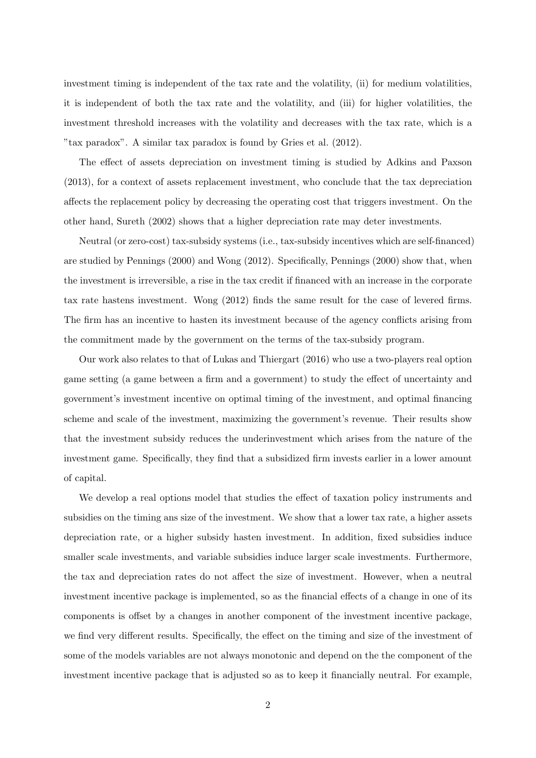investment timing is independent of the tax rate and the volatility, (ii) for medium volatilities, it is independent of both the tax rate and the volatility, and (iii) for higher volatilities, the investment threshold increases with the volatility and decreases with the tax rate, which is a "tax paradox". A similar tax paradox is found by Gries et al. (2012).

The effect of assets depreciation on investment timing is studied by Adkins and Paxson (2013), for a context of assets replacement investment, who conclude that the tax depreciation affects the replacement policy by decreasing the operating cost that triggers investment. On the other hand, Sureth (2002) shows that a higher depreciation rate may deter investments.

Neutral (or zero-cost) tax-subsidy systems (i.e., tax-subsidy incentives which are self-financed) are studied by Pennings (2000) and Wong (2012). Specifically, Pennings (2000) show that, when the investment is irreversible, a rise in the tax credit if financed with an increase in the corporate tax rate hastens investment. Wong (2012) finds the same result for the case of levered firms. The firm has an incentive to hasten its investment because of the agency conflicts arising from the commitment made by the government on the terms of the tax-subsidy program.

Our work also relates to that of Lukas and Thiergart (2016) who use a two-players real option game setting (a game between a firm and a government) to study the effect of uncertainty and government's investment incentive on optimal timing of the investment, and optimal financing scheme and scale of the investment, maximizing the government's revenue. Their results show that the investment subsidy reduces the underinvestment which arises from the nature of the investment game. Specifically, they find that a subsidized firm invests earlier in a lower amount of capital.

We develop a real options model that studies the effect of taxation policy instruments and subsidies on the timing ans size of the investment. We show that a lower tax rate, a higher assets depreciation rate, or a higher subsidy hasten investment. In addition, fixed subsidies induce smaller scale investments, and variable subsidies induce larger scale investments. Furthermore, the tax and depreciation rates do not affect the size of investment. However, when a neutral investment incentive package is implemented, so as the financial effects of a change in one of its components is offset by a changes in another component of the investment incentive package, we find very different results. Specifically, the effect on the timing and size of the investment of some of the models variables are not always monotonic and depend on the the component of the investment incentive package that is adjusted so as to keep it financially neutral. For example,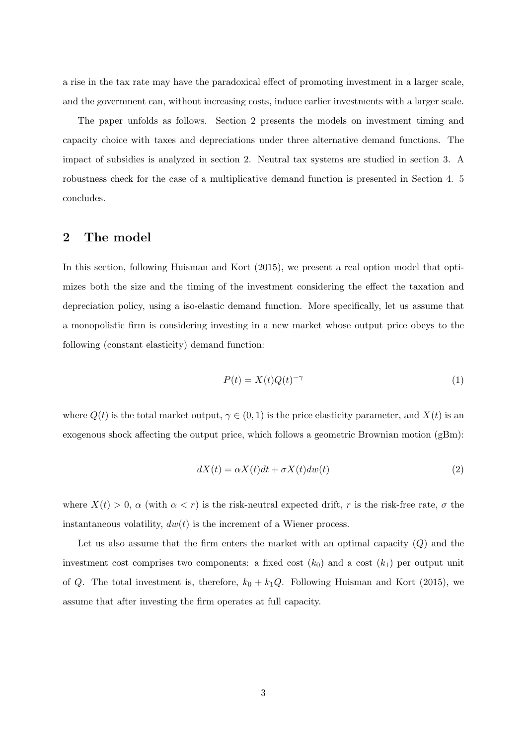a rise in the tax rate may have the paradoxical effect of promoting investment in a larger scale, and the government can, without increasing costs, induce earlier investments with a larger scale.

The paper unfolds as follows. Section 2 presents the models on investment timing and capacity choice with taxes and depreciations under three alternative demand functions. The impact of subsidies is analyzed in section 2. Neutral tax systems are studied in section 3. A robustness check for the case of a multiplicative demand function is presented in Section 4. 5 concludes.

## 2 The model

In this section, following Huisman and Kort (2015), we present a real option model that optimizes both the size and the timing of the investment considering the effect the taxation and depreciation policy, using a iso-elastic demand function. More specifically, let us assume that a monopolistic firm is considering investing in a new market whose output price obeys to the following (constant elasticity) demand function:

$$P(t) = X(t)Q(t)^{-\gamma} \tag{1}$$

where $Q(t)$ is the total market output, $\gamma \in (0, 1)$ is the price elasticity parameter, and $X(t)$ is an exogenous shock affecting the output price, which follows a geometric Brownian motion (gBm):

$$dX(t) = \alpha X(t)dt + \sigma X(t)dw(t) \tag{2}$$

where $X(t) > 0$, $\alpha$ (with $\alpha < r$) is the risk-neutral expected drift, $r$ is the risk-free rate, $\sigma$ the instantaneous volatility, $dw(t)$ is the increment of a Wiener process.

Let us also assume that the firm enters the market with an optimal capacity ($Q$) and the investment cost comprises two components: a fixed cost ($k_0$) and a cost ($k_1$) per output unit of $Q$. The total investment is, therefore, $k_0 + k_1 Q$. Following Huisman and Kort (2015), we assume that after investing the firm operates at full capacity.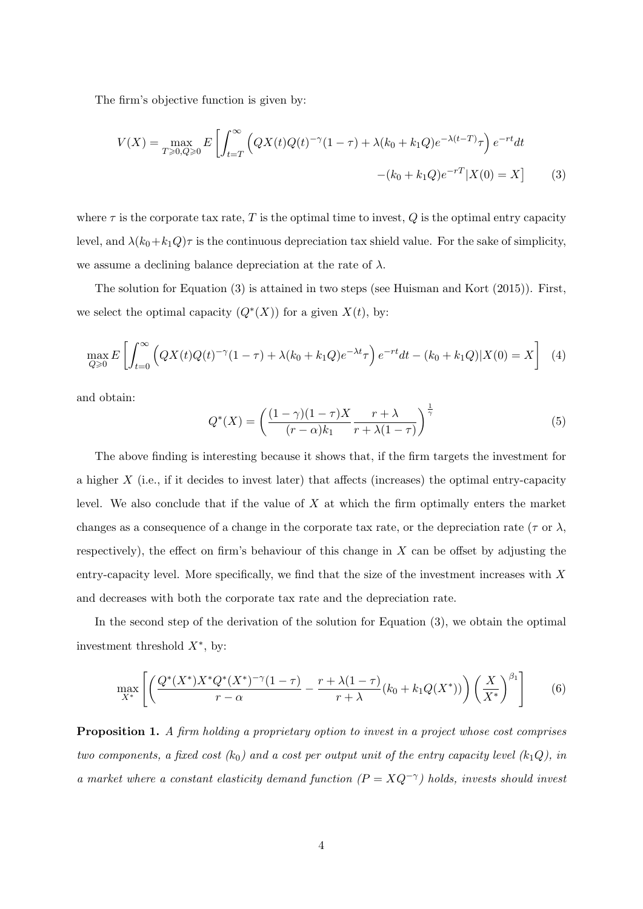The firm's objective function is given by:

$$V(X) = \max_{T \geqslant 0, Q \geqslant 0} E\left[\int_{t=T}^{\infty} \left(QX(t)Q(t)^{-\gamma}(1-\tau) + \lambda(k_0 + k_1 Q)e^{-\lambda(t-T)}\tau\right) e^{-rt} dt \right.$$
$$\left. -(k_0 + k_1 Q)e^{-rT} | X(0) = X\right] \qquad (3)$$

where $\tau$ is the corporate tax rate, $T$ is the optimal time to invest, $Q$ is the optimal entry capacity level, and $\lambda(k_0+k_1Q)\tau$ is the continuous depreciation tax shield value. For the sake of simplicity, we assume a declining balance depreciation at the rate of $\lambda$.

The solution for Equation (3) is attained in two steps (see Huisman and Kort (2015)). First, we select the optimal capacity ($Q^*(X)$) for a given $X(t)$, by:

$$\max_{Q \geqslant 0} E\left[\int_{t=0}^{\infty} \left(QX(t)Q(t)^{-\gamma}(1-\tau) + \lambda(k_0 + k_1 Q)e^{-\lambda t}\tau\right) e^{-rt} dt - (k_0 + k_1 Q) | X(0) = X\right] \quad (4)$$

and obtain:

$$Q^*(X) = \left(\frac{(1-\gamma)(1-\tau)X}{(r-\alpha)k_1} \frac{r+\lambda}{r+\lambda(1-\tau)}\right)^{\frac{1}{\gamma}} \qquad (5)$$

The above finding is interesting because it shows that, if the firm targets the investment for a higher $X$ (i.e., if it decides to invest later) that affects (increases) the optimal entry-capacity level. We also conclude that if the value of $X$ at which the firm optimally enters the market changes as a consequence of a change in the corporate tax rate, or the depreciation rate ($\tau$ or $\lambda$, respectively), the effect on firm's behaviour of this change in $X$ can be offset by adjusting the entry-capacity level. More specifically, we find that the size of the investment increases with $X$ and decreases with both the corporate tax rate and the depreciation rate.

In the second step of the derivation of the solution for Equation (3), we obtain the optimal investment threshold $X^*$, by:

$$\max_{X^*} \left[\left(\frac{Q^*(X^*)X^*Q^*(X^*)^{-\gamma}(1-\tau)}{r-\alpha} - \frac{r+\lambda(1-\tau)}{r+\lambda}(k_0 + k_1 Q(X^*))\right)\left(\frac{X}{X^*}\right)^{\beta_1}\right] \qquad (6)$$

**Proposition 1.** *A firm holding a proprietary option to invest in a project whose cost comprises two components, a fixed cost ($k_0$) and a cost per output unit of the entry capacity level ($k_1 Q$), in a market where a constant elasticity demand function ($P = XQ^{-\gamma}$) holds, invests should invest*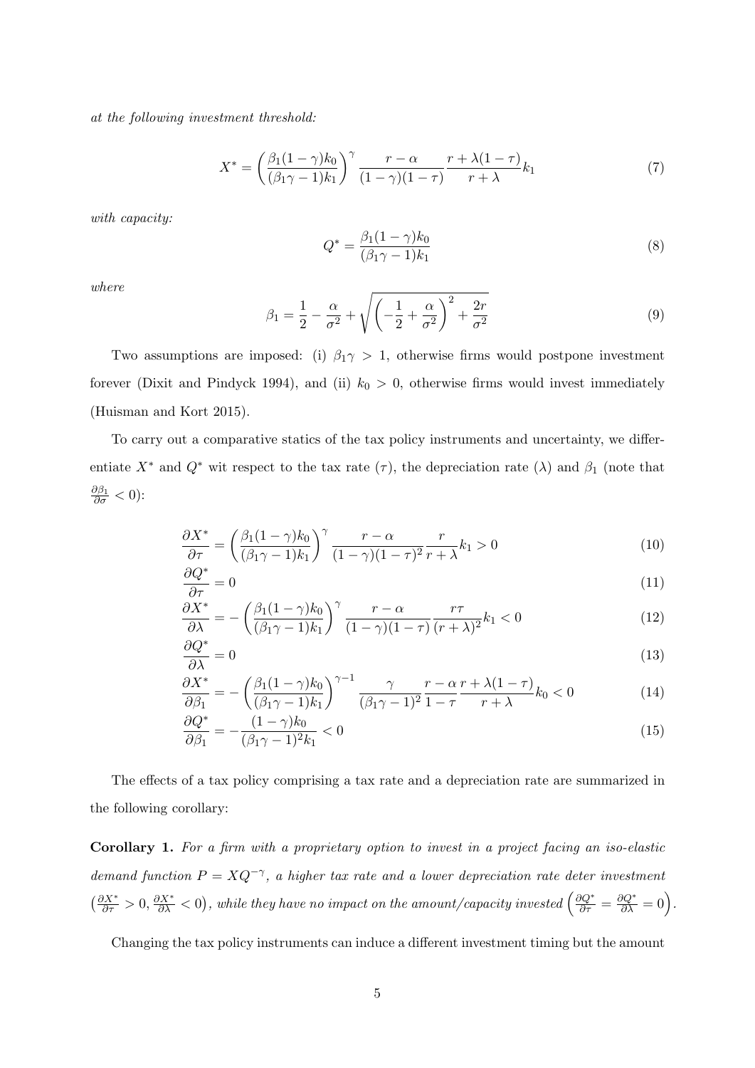*at the following investment threshold:*

$$X^* = \left(\frac{\beta_1(1-\gamma)k_0}{(\beta_1\gamma - 1)k_1}\right)^\gamma \frac{r-\alpha}{(1-\gamma)(1-\tau)} \frac{r+\lambda(1-\tau)}{r+\lambda} k_1 \tag{7}$$

*with capacity:*

$$Q^* = \frac{\beta_1(1-\gamma)k_0}{(\beta_1\gamma - 1)k_1} \tag{8}$$

*where*

$$\beta_1 = \frac{1}{2} - \frac{\alpha}{\sigma^2} + \sqrt{\left(-\frac{1}{2} + \frac{\alpha}{\sigma^2}\right)^2 + \frac{2r}{\sigma^2}} \tag{9}$$

Two assumptions are imposed: (i) $\beta_1\gamma > 1$, otherwise firms would postpone investment forever (Dixit and Pindyck 1994), and (ii) $k_0 > 0$, otherwise firms would invest immediately (Huisman and Kort 2015).

To carry out a comparative statics of the tax policy instruments and uncertainty, we differentiate $X^*$ and $Q^*$ wit respect to the tax rate ($\tau$), the depreciation rate ($\lambda$) and $\beta_1$ (note that $\frac{\partial \beta_1}{\partial \sigma} < 0$):

$$\frac{\partial X^*}{\partial \tau} = \left(\frac{\beta_1(1-\gamma)k_0}{(\beta_1\gamma - 1)k_1}\right)^\gamma \frac{r-\alpha}{(1-\gamma)(1-\tau)^2} \frac{r}{r+\lambda} k_1 > 0 \tag{10}$$

$$\frac{\partial Q^*}{\partial \tau} = 0 \tag{11}$$

$$\frac{\partial X^*}{\partial \lambda} = -\left(\frac{\beta_1(1-\gamma)k_0}{(\beta_1\gamma - 1)k_1}\right)^\gamma \frac{r-\alpha}{(1-\gamma)(1-\tau)} \frac{r\tau}{(r+\lambda)^2} k_1 < 0 \tag{12}$$

$$\frac{\partial Q^*}{\partial \lambda} = 0 \tag{13}$$

$$\frac{\partial X^*}{\partial \beta_1} = -\left(\frac{\beta_1(1-\gamma)k_0}{(\beta_1\gamma - 1)k_1}\right)^{\gamma-1} \frac{\gamma}{(\beta_1\gamma - 1)^2} \frac{r-\alpha}{1-\tau} \frac{r+\lambda(1-\tau)}{r+\lambda} k_0 < 0 \tag{14}$$

$$\frac{\partial Q^*}{\partial \beta_1} = -\frac{(1-\gamma)k_0}{(\beta_1\gamma - 1)^2 k_1} < 0 \tag{15}$$

The effects of a tax policy comprising a tax rate and a depreciation rate are summarized in the following corollary:

**Corollary 1.** *For a firm with a proprietary option to invest in a project facing an iso-elastic demand function $P = XQ^{-\gamma}$, a higher tax rate and a lower depreciation rate deter investment $\left(\frac{\partial X^*}{\partial \tau} > 0, \frac{\partial X^*}{\partial \lambda} < 0\right)$, while they have no impact on the amount/capacity invested $\left(\frac{\partial Q^*}{\partial \tau} = \frac{\partial Q^*}{\partial \lambda} = 0\right)$.*

Changing the tax policy instruments can induce a different investment timing but the amount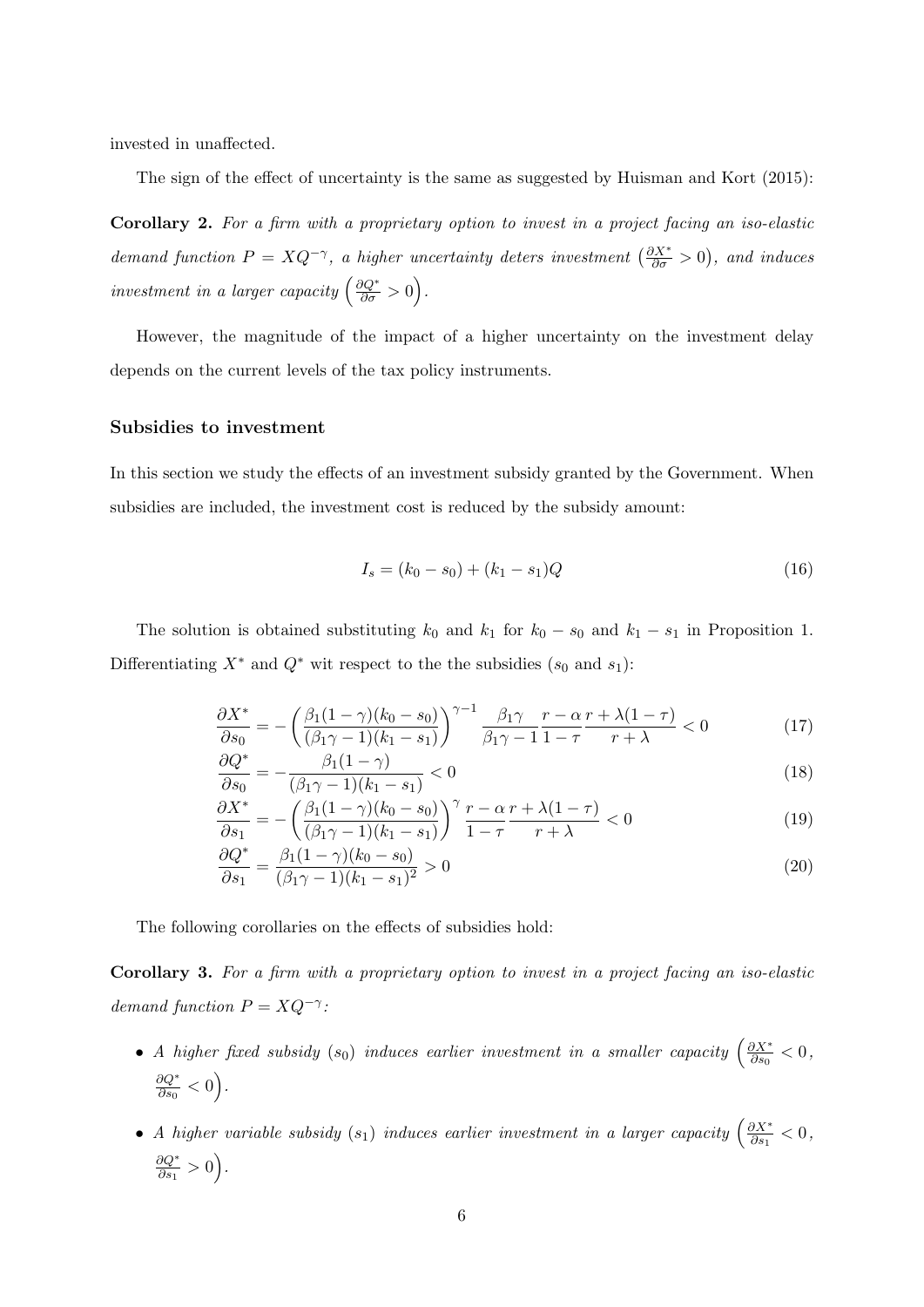invested in unaffected.

The sign of the effect of uncertainty is the same as suggested by Huisman and Kort (2015):

**Corollary 2.** *For a firm with a proprietary option to invest in a project facing an iso-elastic demand function $P = XQ^{-\gamma}$, a higher uncertainty deters investment $\left(\frac{\partial X^*}{\partial \sigma} > 0\right)$, and induces investment in a larger capacity $\left(\frac{\partial Q^*}{\partial \sigma} > 0\right)$.*

However, the magnitude of the impact of a higher uncertainty on the investment delay depends on the current levels of the tax policy instruments.

### Subsidies to investment

In this section we study the effects of an investment subsidy granted by the Government. When subsidies are included, the investment cost is reduced by the subsidy amount:

$$I_s = (k_0 - s_0) + (k_1 - s_1)Q \tag{16}$$

The solution is obtained substituting $k_0$ and $k_1$ for $k_0 - s_0$ and $k_1 - s_1$ in Proposition 1. Differentiating $X^*$ and $Q^*$ wit respect to the the subsidies ($s_0$ and $s_1$):

$$\frac{\partial X^*}{\partial s_0} = -\left(\frac{\beta_1(1-\gamma)(k_0 - s_0)}{(\beta_1\gamma - 1)(k_1 - s_1)}\right)^{\gamma - 1} \frac{\beta_1 \gamma}{\beta_1\gamma - 1} \frac{r - \alpha}{1 - \tau} \frac{r + \lambda(1-\tau)}{r + \lambda} < 0 \tag{17}$$

$$\frac{\partial Q^*}{\partial s_0} = -\frac{\beta_1(1-\gamma)}{(\beta_1\gamma - 1)(k_1 - s_1)} < 0 \tag{18}$$

$$\frac{\partial X^*}{\partial s_1} = -\left(\frac{\beta_1(1-\gamma)(k_0 - s_0)}{(\beta_1\gamma - 1)(k_1 - s_1)}\right)^{\gamma} \frac{r - \alpha}{1 - \tau} \frac{r + \lambda(1-\tau)}{r + \lambda} < 0 \tag{19}$$

$$\frac{\partial Q^*}{\partial s_1} = \frac{\beta_1(1-\gamma)(k_0 - s_0)}{(\beta_1\gamma - 1)(k_1 - s_1)^2} > 0 \tag{20}$$

The following corollaries on the effects of subsidies hold:

**Corollary 3.** *For a firm with a proprietary option to invest in a project facing an iso-elastic demand function $P = XQ^{-\gamma}$:*

- *A higher fixed subsidy ($s_0$) induces earlier investment in a smaller capacity $\left(\frac{\partial X^*}{\partial s_0} < 0, \frac{\partial Q^*}{\partial s_0} < 0\right)$.*
- *A higher variable subsidy ($s_1$) induces earlier investment in a larger capacity $\left(\frac{\partial X^*}{\partial s_1} < 0, \frac{\partial Q^*}{\partial s_1} > 0\right)$.*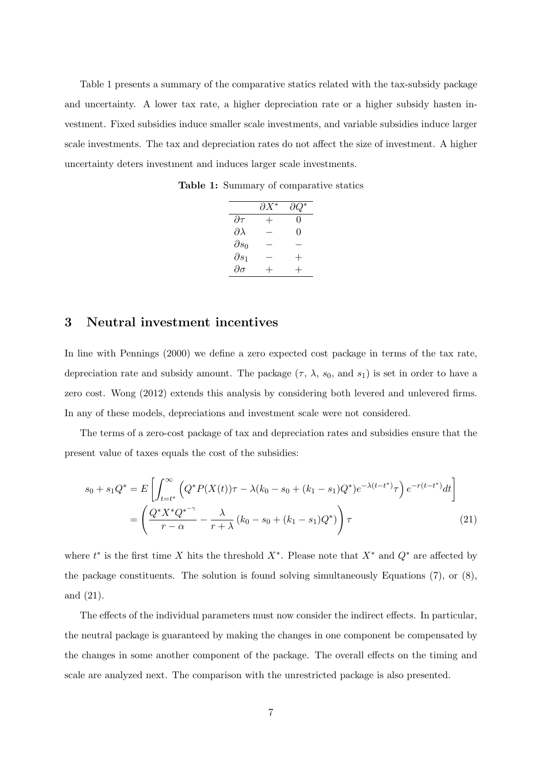Table 1 presents a summary of the comparative statics related with the tax-subsidy package and uncertainty. A lower tax rate, a higher depreciation rate or a higher subsidy hasten investment. Fixed subsidies induce smaller scale investments, and variable subsidies induce larger scale investments. The tax and depreciation rates do not affect the size of investment. A higher uncertainty deters investment and induces larger scale investments.

**Table 1:** Summary of comparative statics

| | $\partial X^*$ | $\partial Q^*$ |
|---|---|---|
| $\partial \tau$ | $+$ | 0 |
| $\partial \lambda$ | $-$ | 0 |
| $\partial s_0$ | $-$ | $-$ |
| $\partial s_1$ | $-$ | $+$ |
| $\partial \sigma$ | $+$ | $+$ |

# 3 Neutral investment incentives

In line with Pennings (2000) we define a zero expected cost package in terms of the tax rate, depreciation rate and subsidy amount. The package ($\tau$, $\lambda$, $s_0$, and $s_1$) is set in order to have a zero cost. Wong (2012) extends this analysis by considering both levered and unlevered firms. In any of these models, depreciations and investment scale were not considered.

The terms of a zero-cost package of tax and depreciation rates and subsidies ensure that the present value of taxes equals the cost of the subsidies:

$$
\begin{aligned}
s_0 + s_1 Q^* &= E\left[\int_{t=t^*}^{\infty} \left(Q^* P(X(t))\tau - \lambda(k_0 - s_0 + (k_1 - s_1)Q^*)e^{-\lambda(t-t^*)}\tau\right) e^{-r(t-t^*)} dt\right] \\
&= \left(\frac{Q^* X^* {Q^*}^{-\gamma}}{r-\alpha} - \frac{\lambda}{r+\lambda}\left(k_0 - s_0 + (k_1 - s_1)Q^*\right)\right)\tau
\end{aligned} \tag{21}
$$

where $t^*$ is the first time $X$ hits the threshold $X^*$. Please note that $X^*$ and $Q^*$ are affected by the package constituents. The solution is found solving simultaneously Equations (7), or (8), and (21).

The effects of the individual parameters must now consider the indirect effects. In particular, the neutral package is guaranteed by making the changes in one component be compensated by the changes in some another component of the package. The overall effects on the timing and scale are analyzed next. The comparison with the unrestricted package is also presented.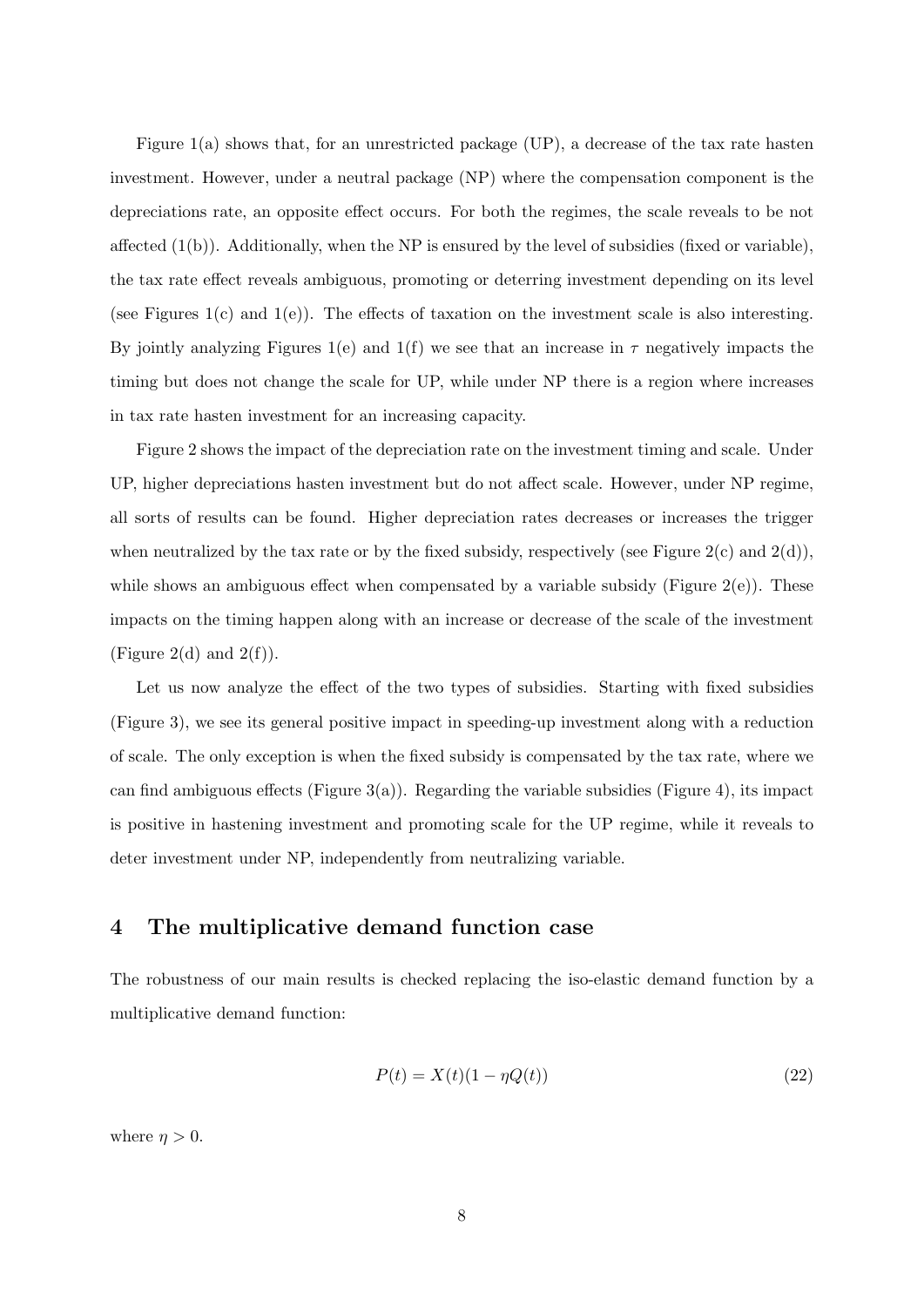Figure 1(a) shows that, for an unrestricted package (UP), a decrease of the tax rate hasten investment. However, under a neutral package (NP) where the compensation component is the depreciations rate, an opposite effect occurs. For both the regimes, the scale reveals to be not affected (1(b)). Additionally, when the NP is ensured by the level of subsidies (fixed or variable), the tax rate effect reveals ambiguous, promoting or deterring investment depending on its level (see Figures 1(c) and 1(e)). The effects of taxation on the investment scale is also interesting. By jointly analyzing Figures 1(e) and 1(f) we see that an increase in $\tau$ negatively impacts the timing but does not change the scale for UP, while under NP there is a region where increases in tax rate hasten investment for an increasing capacity.

Figure 2 shows the impact of the depreciation rate on the investment timing and scale. Under UP, higher depreciations hasten investment but do not affect scale. However, under NP regime, all sorts of results can be found. Higher depreciation rates decreases or increases the trigger when neutralized by the tax rate or by the fixed subsidy, respectively (see Figure 2(c) and 2(d)), while shows an ambiguous effect when compensated by a variable subsidy (Figure 2(e)). These impacts on the timing happen along with an increase or decrease of the scale of the investment (Figure 2(d) and 2(f)).

Let us now analyze the effect of the two types of subsidies. Starting with fixed subsidies (Figure 3), we see its general positive impact in speeding-up investment along with a reduction of scale. The only exception is when the fixed subsidy is compensated by the tax rate, where we can find ambiguous effects (Figure 3(a)). Regarding the variable subsidies (Figure 4), its impact is positive in hastening investment and promoting scale for the UP regime, while it reveals to deter investment under NP, independently from neutralizing variable.

## 4 The multiplicative demand function case

The robustness of our main results is checked replacing the iso-elastic demand function by a multiplicative demand function:

$$P(t) = X(t)(1 - \eta Q(t)) \tag{22}$$

where $\eta > 0$.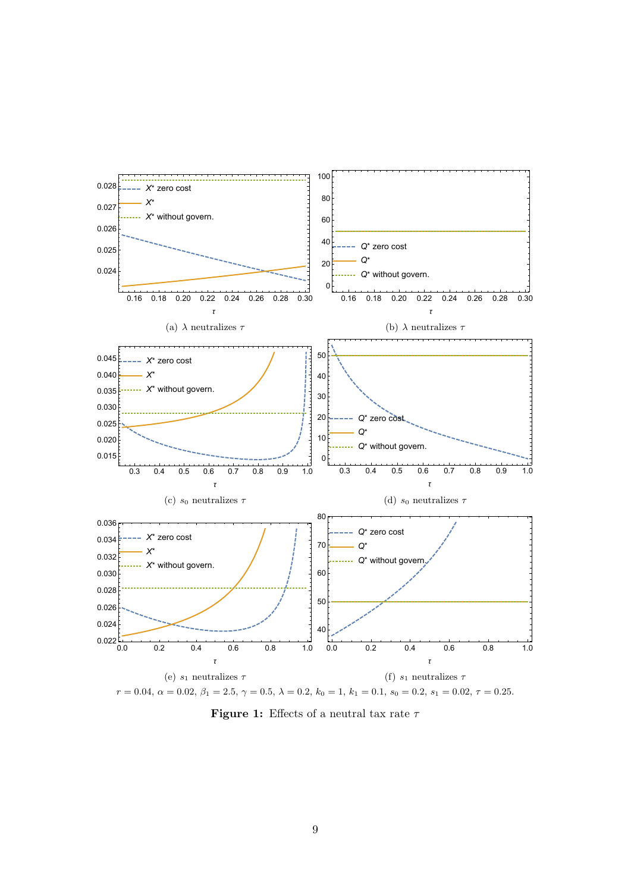(a) $\lambda$ neutralizes $\tau$

(b) $\lambda$ neutralizes $\tau$

(c) $s_0$ neutralizes $\tau$

(d) $s_0$ neutralizes $\tau$

(e) $s_1$ neutralizes $\tau$

(f) $s_1$ neutralizes $\tau$

$r = 0.04$, $\alpha = 0.02$, $\beta_1 = 2.5$, $\gamma = 0.5$, $\lambda = 0.2$, $k_0 = 1$, $k_1 = 0.1$, $s_0 = 0.2$, $s_1 = 0.02$, $\tau = 0.25$.

**Figure 1:** Effects of a neutral tax rate $\tau$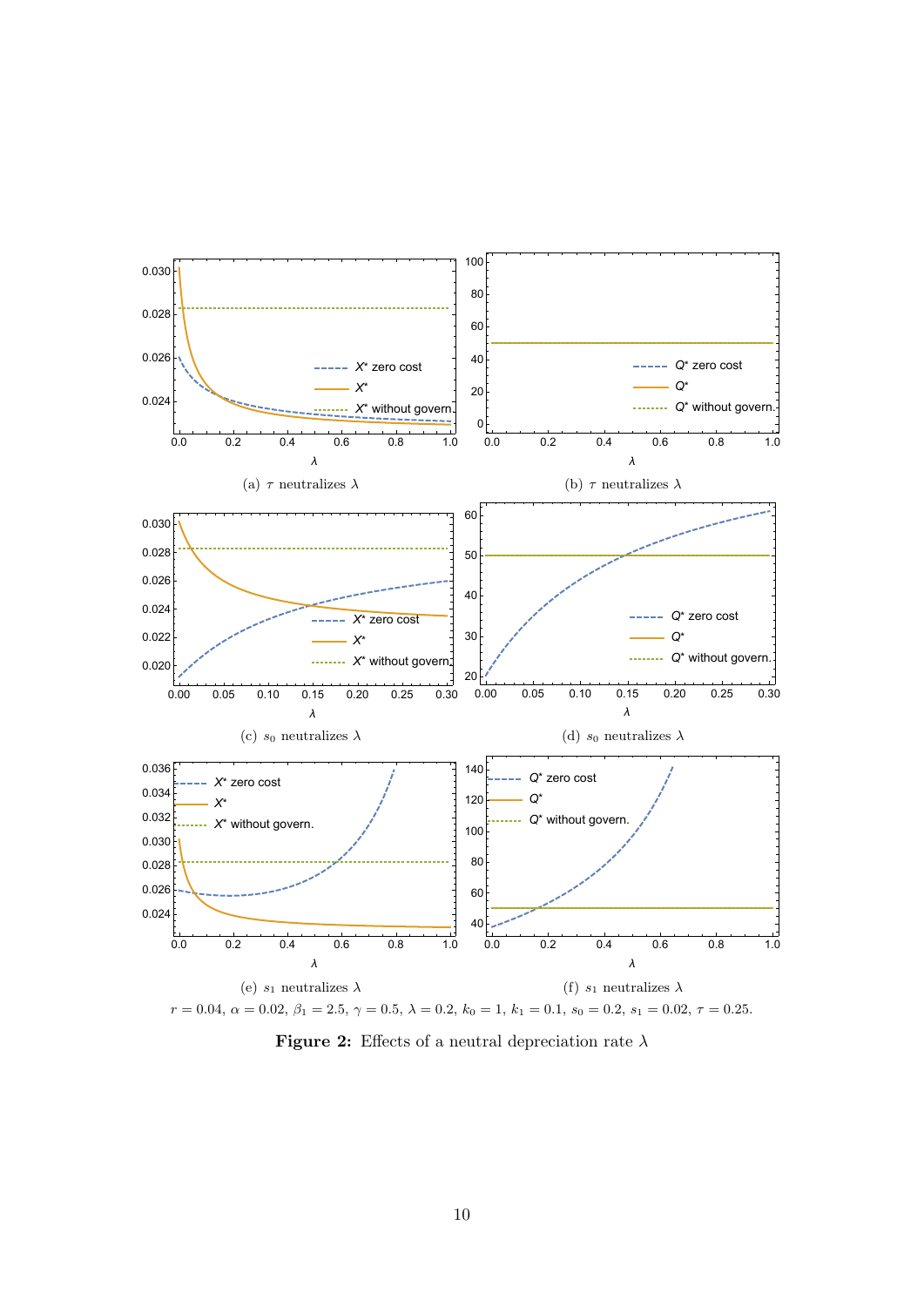(a) $\tau$ neutralizes $\lambda$

(b) $\tau$ neutralizes $\lambda$

(c) $s_0$ neutralizes $\lambda$

(d) $s_0$ neutralizes $\lambda$

(e) $s_1$ neutralizes $\lambda$

(f) $s_1$ neutralizes $\lambda$

$r = 0.04$, $\alpha = 0.02$, $\beta_1 = 2.5$, $\gamma = 0.5$, $\lambda = 0.2$, $k_0 = 1$, $k_1 = 0.1$, $s_0 = 0.2$, $s_1 = 0.02$, $\tau = 0.25$.

**Figure 2:** Effects of a neutral depreciation rate $\lambda$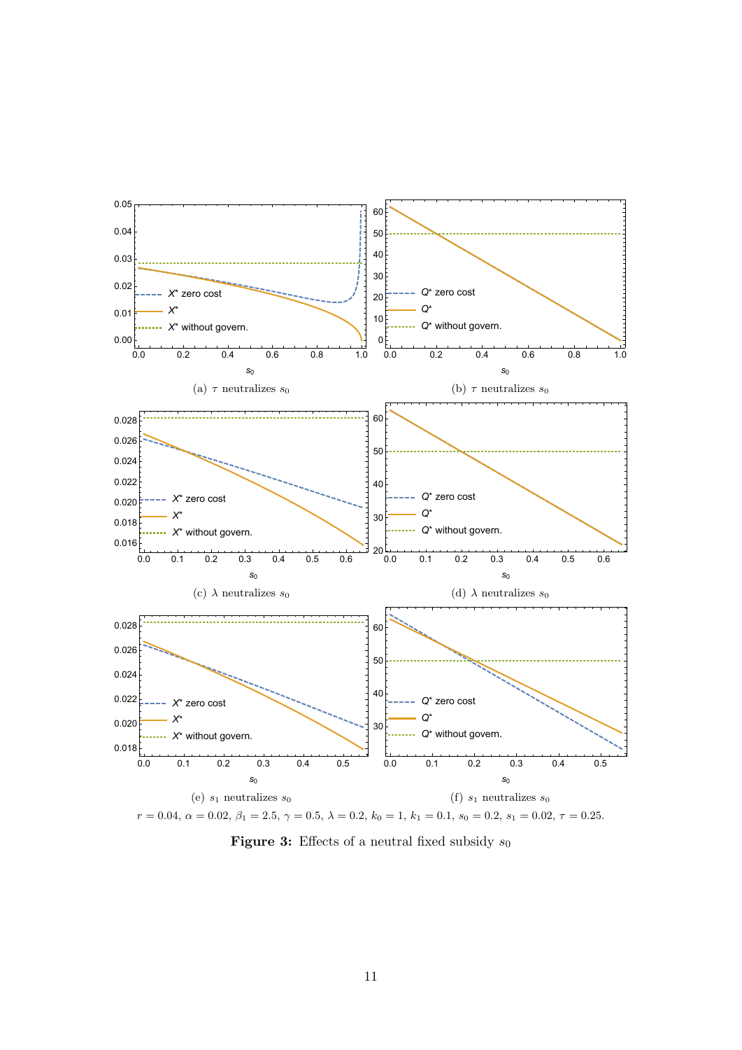(a) $\tau$ neutralizes $s_0$

(b) $\tau$ neutralizes $s_0$

(c) $\lambda$ neutralizes $s_0$

(d) $\lambda$ neutralizes $s_0$

(e) $s_1$ neutralizes $s_0$

(f) $s_1$ neutralizes $s_0$

$r = 0.04$, $\alpha = 0.02$, $\beta_1 = 2.5$, $\gamma = 0.5$, $\lambda = 0.2$, $k_0 = 1$, $k_1 = 0.1$, $s_0 = 0.2$, $s_1 = 0.02$, $\tau = 0.25$.

**Figure 3:** Effects of a neutral fixed subsidy $s_0$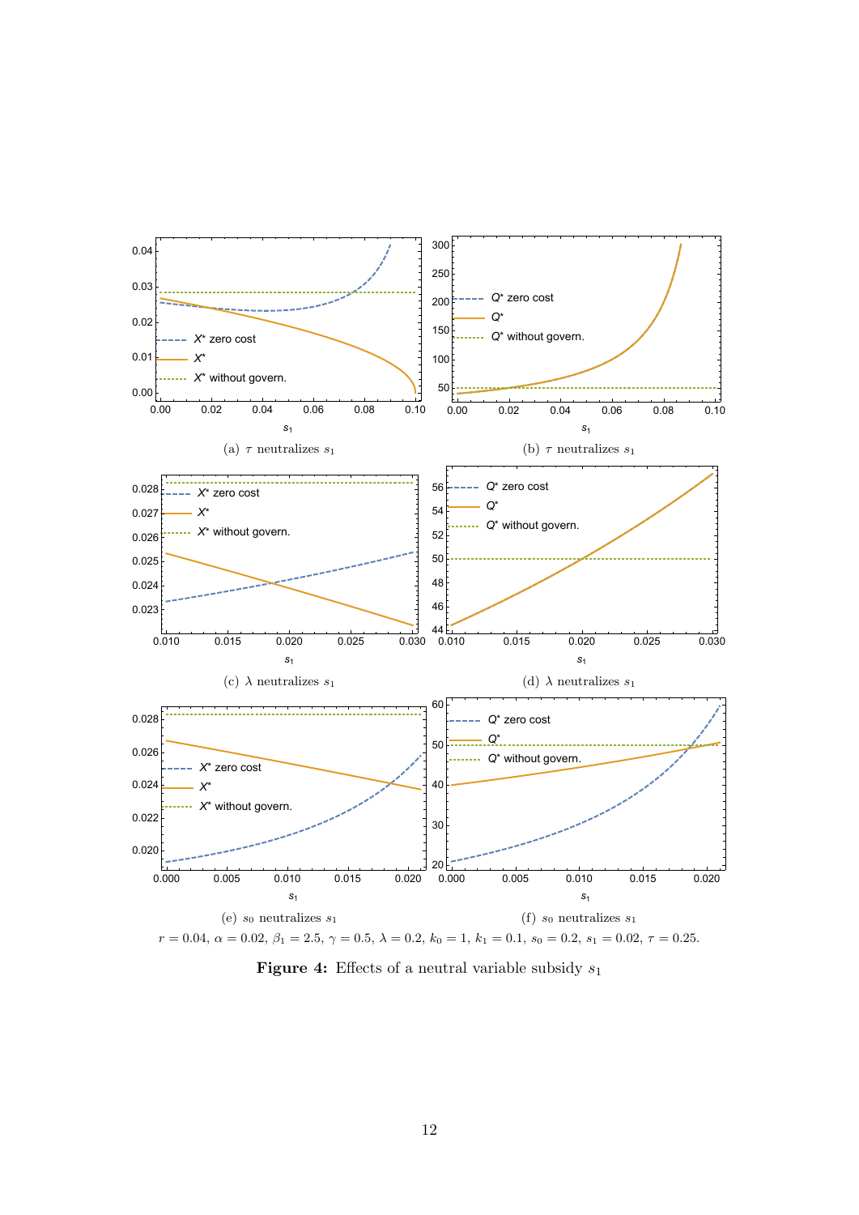(a) $\tau$ neutralizes $s_1$

(b) $\tau$ neutralizes $s_1$

(c) $\lambda$ neutralizes $s_1$

(d) $\lambda$ neutralizes $s_1$

(e) $s_0$ neutralizes $s_1$

(f) $s_0$ neutralizes $s_1$

$r = 0.04$, $\alpha = 0.02$, $\beta_1 = 2.5$, $\gamma = 0.5$, $\lambda = 0.2$, $k_0 = 1$, $k_1 = 0.1$, $s_0 = 0.2$, $s_1 = 0.02$, $\tau = 0.25$.

**Figure 4:** Effects of a neutral variable subsidy $s_1$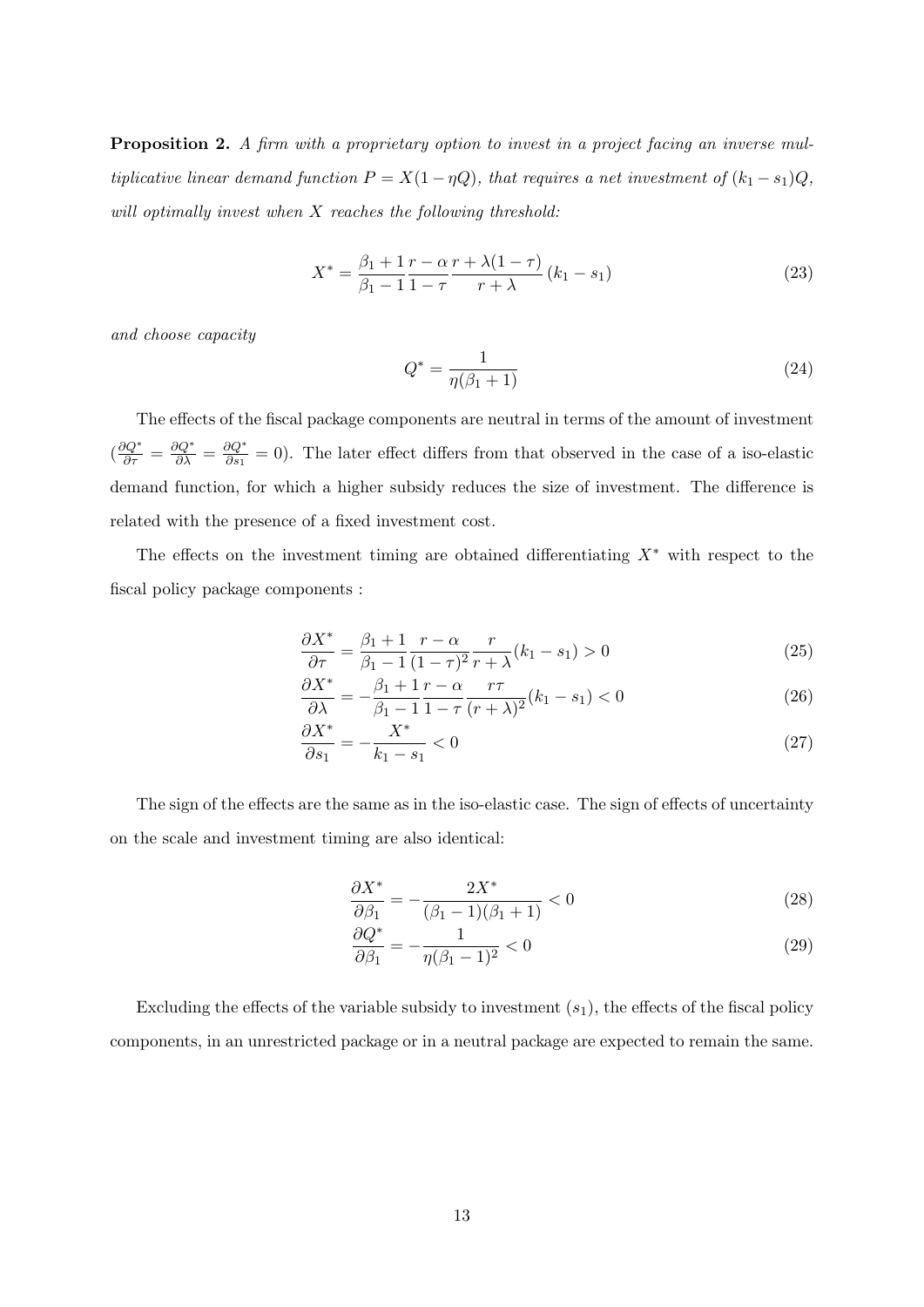**Proposition 2.** *A firm with a proprietary option to invest in a project facing an inverse multiplicative linear demand function $P = X(1 - \eta Q)$, that requires a net investment of $(k_1 - s_1)Q$, will optimally invest when $X$ reaches the following threshold:*

$$X^* = \frac{\beta_1 + 1}{\beta_1 - 1} \frac{r - \alpha}{1 - \tau} \frac{r + \lambda(1 - \tau)}{r + \lambda} (k_1 - s_1) \tag{23}$$

*and choose capacity*

$$Q^* = \frac{1}{\eta(\beta_1 + 1)} \tag{24}$$

The effects of the fiscal package components are neutral in terms of the amount of investment $(\frac{\partial Q^*}{\partial \tau} = \frac{\partial Q^*}{\partial \lambda} = \frac{\partial Q^*}{\partial s_1} = 0)$. The later effect differs from that observed in the case of a iso-elastic demand function, for which a higher subsidy reduces the size of investment. The difference is related with the presence of a fixed investment cost.

The effects on the investment timing are obtained differentiating $X^*$ with respect to the fiscal policy package components :

$$\frac{\partial X^*}{\partial \tau} = \frac{\beta_1 + 1}{\beta_1 - 1} \frac{r - \alpha}{(1 - \tau)^2} \frac{r}{r + \lambda} (k_1 - s_1) > 0 \tag{25}$$

$$\frac{\partial X^*}{\partial \lambda} = -\frac{\beta_1 + 1}{\beta_1 - 1} \frac{r - \alpha}{1 - \tau} \frac{r\tau}{(r + \lambda)^2} (k_1 - s_1) < 0 \tag{26}$$

$$\frac{\partial X^*}{\partial s_1} = -\frac{X^*}{k_1 - s_1} < 0 \tag{27}$$

The sign of the effects are the same as in the iso-elastic case. The sign of effects of uncertainty on the scale and investment timing are also identical:

$$\frac{\partial X^*}{\partial \beta_1} = -\frac{2X^*}{(\beta_1 - 1)(\beta_1 + 1)} < 0 \tag{28}$$

$$\frac{\partial Q^*}{\partial \beta_1} = -\frac{1}{\eta(\beta_1 - 1)^2} < 0 \tag{29}$$

Excluding the effects of the variable subsidy to investment ($s_1$), the effects of the fiscal policy components, in an unrestricted package or in a neutral package are expected to remain the same.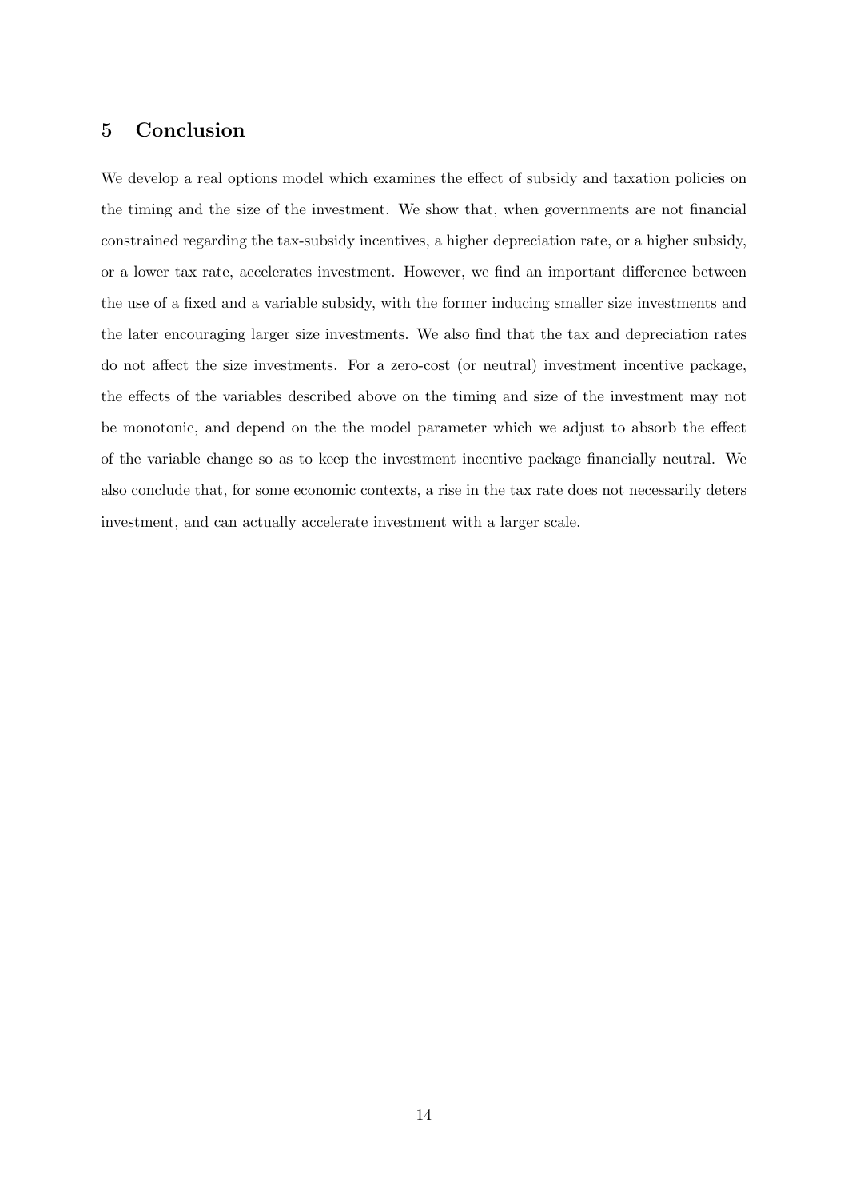## 5 Conclusion

We develop a real options model which examines the effect of subsidy and taxation policies on the timing and the size of the investment. We show that, when governments are not financial constrained regarding the tax-subsidy incentives, a higher depreciation rate, or a higher subsidy, or a lower tax rate, accelerates investment. However, we find an important difference between the use of a fixed and a variable subsidy, with the former inducing smaller size investments and the later encouraging larger size investments. We also find that the tax and depreciation rates do not affect the size investments. For a zero-cost (or neutral) investment incentive package, the effects of the variables described above on the timing and size of the investment may not be monotonic, and depend on the the model parameter which we adjust to absorb the effect of the variable change so as to keep the investment incentive package financially neutral. We also conclude that, for some economic contexts, a rise in the tax rate does not necessarily deters investment, and can actually accelerate investment with a larger scale.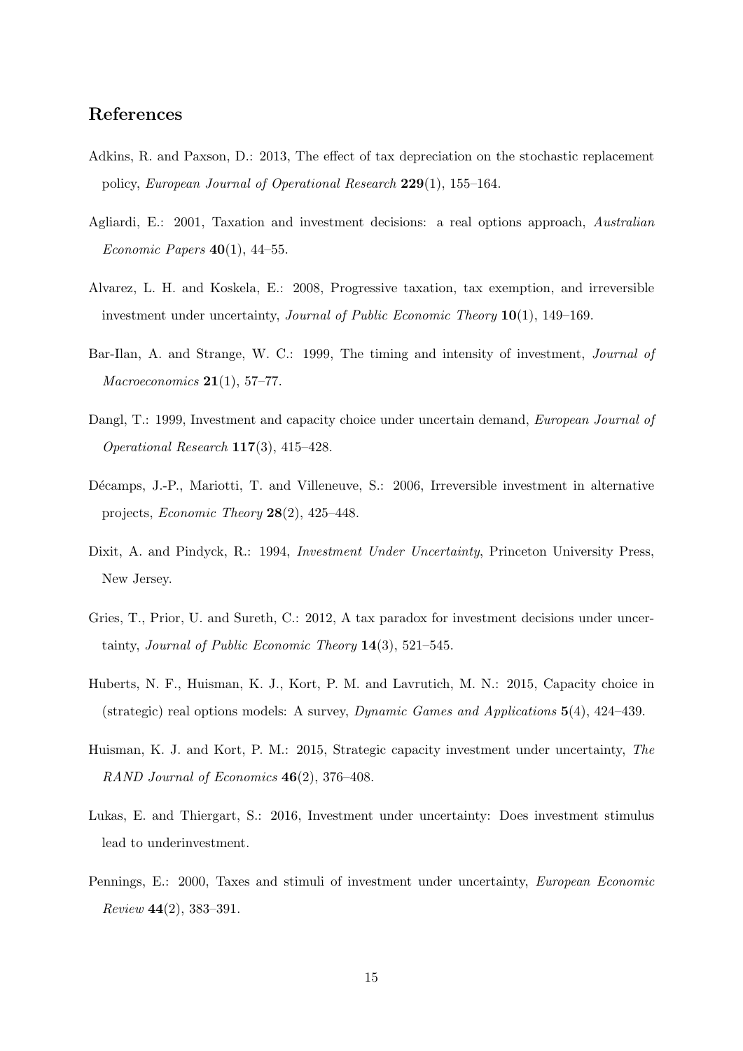## References

Adkins, R. and Paxson, D.: 2013, The effect of tax depreciation on the stochastic replacement policy, *European Journal of Operational Research* **229**(1), 155–164.

Agliardi, E.: 2001, Taxation and investment decisions: a real options approach, *Australian Economic Papers* **40**(1), 44–55.

Alvarez, L. H. and Koskela, E.: 2008, Progressive taxation, tax exemption, and irreversible investment under uncertainty, *Journal of Public Economic Theory* **10**(1), 149–169.

Bar-Ilan, A. and Strange, W. C.: 1999, The timing and intensity of investment, *Journal of Macroeconomics* **21**(1), 57–77.

Dangl, T.: 1999, Investment and capacity choice under uncertain demand, *European Journal of Operational Research* **117**(3), 415–428.

Décamps, J.-P., Mariotti, T. and Villeneuve, S.: 2006, Irreversible investment in alternative projects, *Economic Theory* **28**(2), 425–448.

Dixit, A. and Pindyck, R.: 1994, *Investment Under Uncertainty*, Princeton University Press, New Jersey.

Gries, T., Prior, U. and Sureth, C.: 2012, A tax paradox for investment decisions under uncertainty, *Journal of Public Economic Theory* **14**(3), 521–545.

Huberts, N. F., Huisman, K. J., Kort, P. M. and Lavrutich, M. N.: 2015, Capacity choice in (strategic) real options models: A survey, *Dynamic Games and Applications* **5**(4), 424–439.

Huisman, K. J. and Kort, P. M.: 2015, Strategic capacity investment under uncertainty, *The RAND Journal of Economics* **46**(2), 376–408.

Lukas, E. and Thiergart, S.: 2016, Investment under uncertainty: Does investment stimulus lead to underinvestment.

Pennings, E.: 2000, Taxes and stimuli of investment under uncertainty, *European Economic Review* **44**(2), 383–391.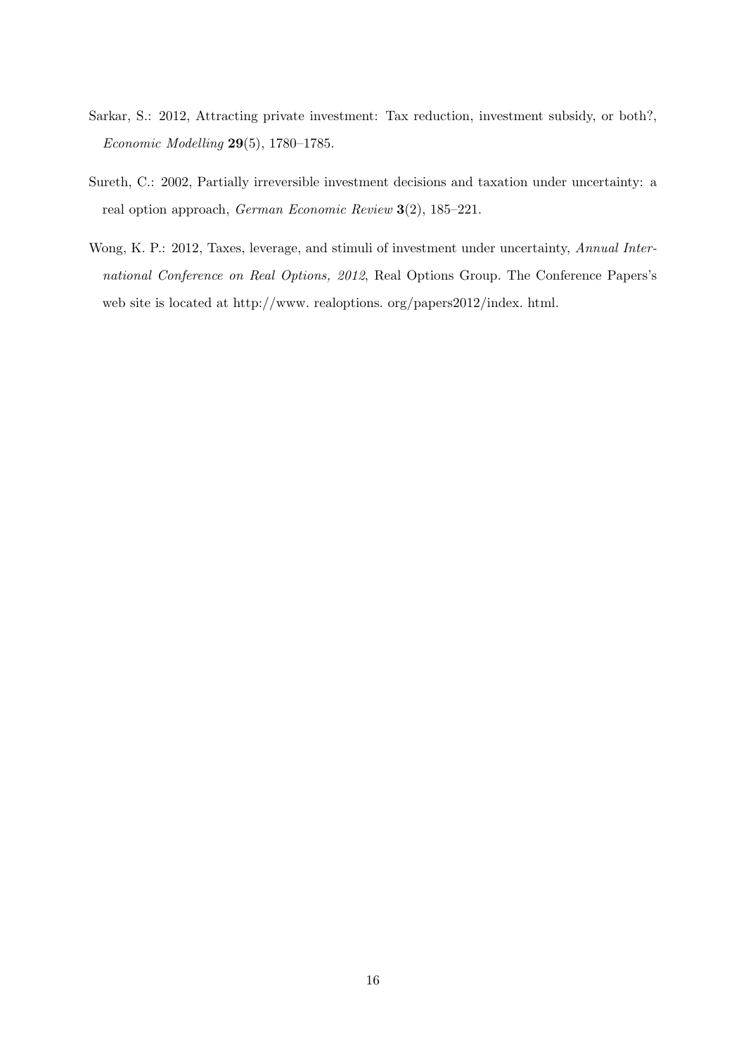Sarkar, S.: 2012, Attracting private investment: Tax reduction, investment subsidy, or both?, *Economic Modelling* **29**(5), 1780–1785.

Sureth, C.: 2002, Partially irreversible investment decisions and taxation under uncertainty: a real option approach, *German Economic Review* **3**(2), 185–221.

Wong, K. P.: 2012, Taxes, leverage, and stimuli of investment under uncertainty, *Annual International Conference on Real Options, 2012*, Real Options Group. The Conference Papers's web site is located at http://www. realoptions. org/papers2012/index. html.